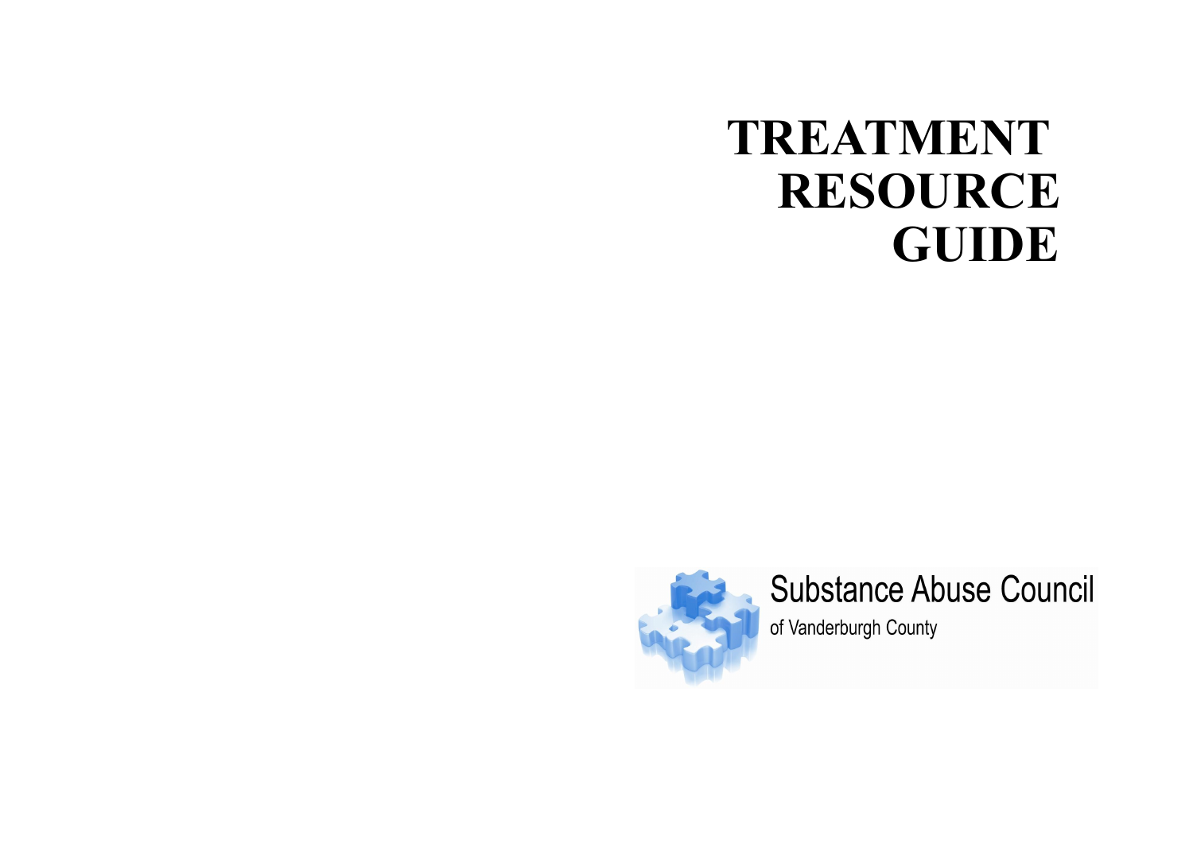# TREATMENT RESOURCE GUIDE

Substance Abuse Council

of Vanderburgh County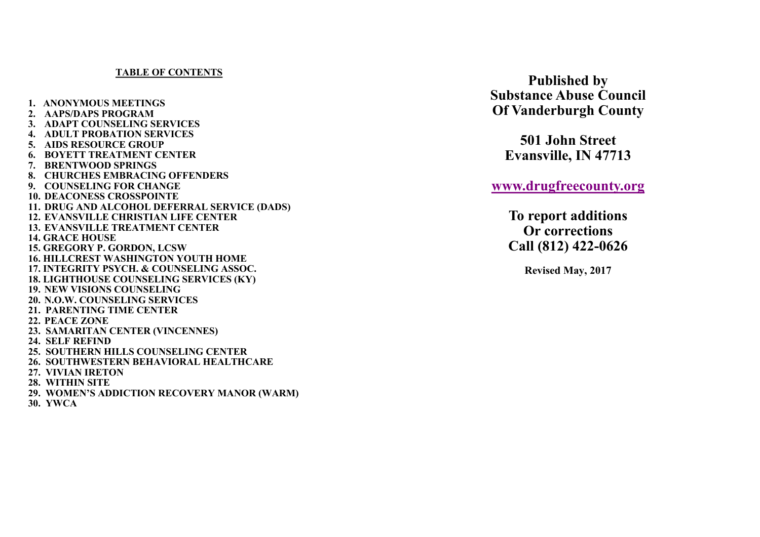## TABLE OF CONTENTS

1. ANONYMOUS MEETINGS
2. AAPS/DAPS PROGRAM
3. ADAPT COUNSELING SERVICES
4. ADULT PROBATION SERVICES
5. AIDS RESOURCE GROUP
6. BOYETT TREATMENT CENTER
7. BRENTWOOD SPRINGS
8. CHURCHES EMBRACING OFFENDERS
9. COUNSELING FOR CHANGE
10. DEACONESS CROSSPOINTE
11. DRUG AND ALCOHOL DEFERRAL SERVICE (DADS)
12. EVANSVILLE CHRISTIAN LIFE CENTER
13. EVANSVILLE TREATMENT CENTER
14. GRACE HOUSE
15. GREGORY P. GORDON, LCSW
16. HILLCREST WASHINGTON YOUTH HOME
17. INTEGRITY PSYCH. & COUNSELING ASSOC.
18. LIGHTHOUSE COUNSELING SERVICES (KY)
19. NEW VISIONS COUNSELING
20. N.O.W. COUNSELING SERVICES
21. PARENTING TIME CENTER
22. PEACE ZONE
23. SAMARITAN CENTER (VINCENNES)
24. SELF REFIND
25. SOUTHERN HILLS COUNSELING CENTER
26. SOUTHWESTERN BEHAVIORAL HEALTHCARE
27. VIVIAN IRETON
28. WITHIN SITE
29. WOMEN'S ADDICTION RECOVERY MANOR (WARM)
30. YWCA

**Published by**
**Substance Abuse Council**
**Of Vanderburgh County**

**501 John Street**
**Evansville, IN 47713**

**www.drugfreecounty.org**

**To report additions**
**Or corrections**
**Call (812) 422-0626**

**Revised May, 2017**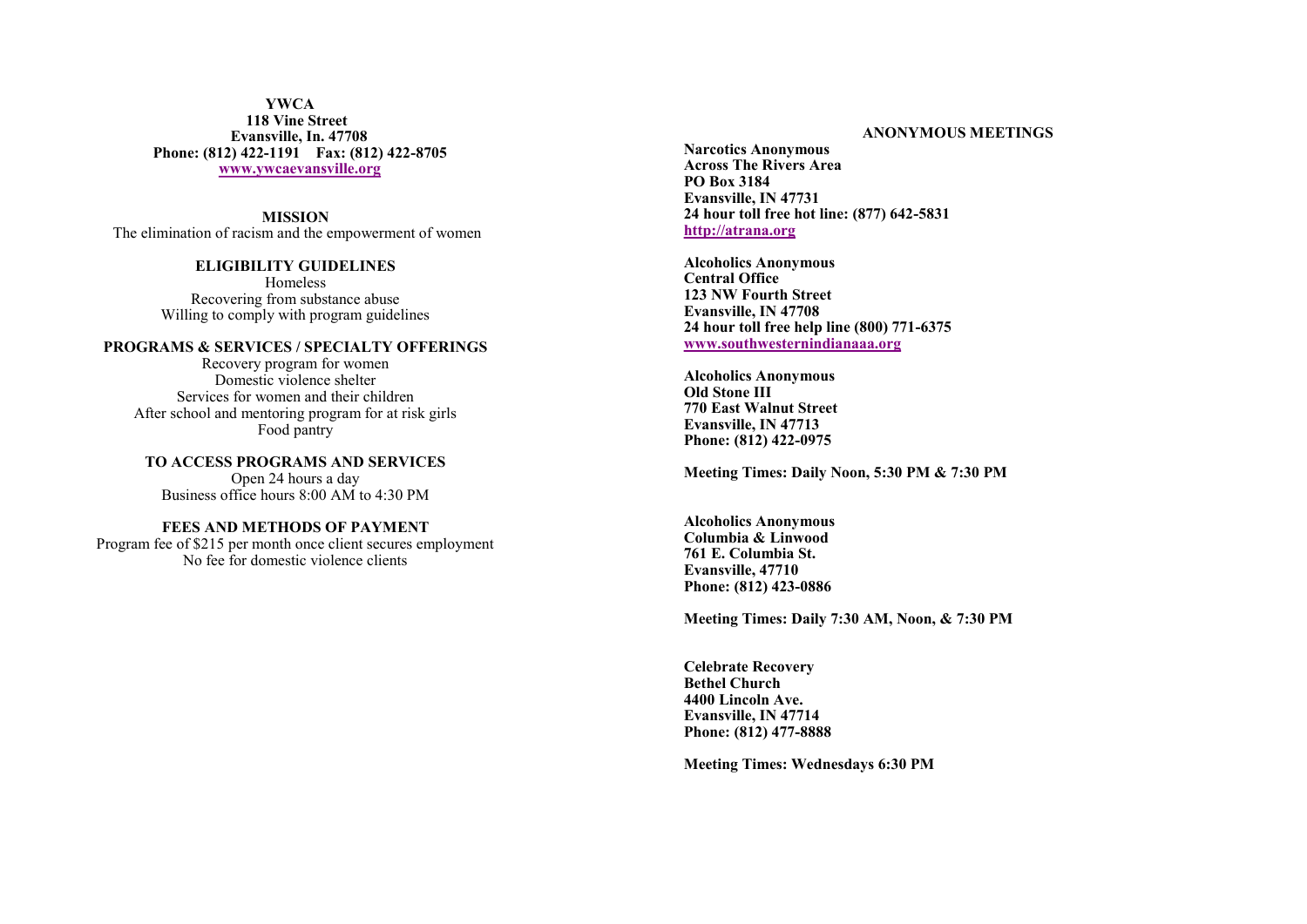**YWCA**
**118 Vine Street**
**Evansville, In. 47708**
**Phone: (812) 422-1191 Fax: (812) 422-8705**
**www.ywcaevansville.org**

**MISSION**

The elimination of racism and the empowerment of women

**ELIGIBILITY GUIDELINES**

Homeless
Recovering from substance abuse
Willing to comply with program guidelines

**PROGRAMS & SERVICES / SPECIALTY OFFERINGS**

Recovery program for women
Domestic violence shelter
Services for women and their children
After school and mentoring program for at risk girls
Food pantry

**TO ACCESS PROGRAMS AND SERVICES**

Open 24 hours a day
Business office hours 8:00 AM to 4:30 PM

**FEES AND METHODS OF PAYMENT**

Program fee of $215 per month once client secures employment
No fee for domestic violence clients

**ANONYMOUS MEETINGS**

**Narcotics Anonymous**
**Across The Rivers Area**
**PO Box 3184**
**Evansville, IN 47731**
**24 hour toll free hot line: (877) 642-5831**
**http://atrana.org**

**Alcoholics Anonymous**
**Central Office**
**123 NW Fourth Street**
**Evansville, IN 47708**
**24 hour toll free help line (800) 771-6375**
**www.southwesternindianaaa.org**

**Alcoholics Anonymous**
**Old Stone III**
**770 East Walnut Street**
**Evansville, IN 47713**
**Phone: (812) 422-0975**

**Meeting Times: Daily Noon, 5:30 PM & 7:30 PM**

**Alcoholics Anonymous**
**Columbia & Linwood**
**761 E. Columbia St.**
**Evansville, 47710**
**Phone: (812) 423-0886**

**Meeting Times: Daily 7:30 AM, Noon, & 7:30 PM**

**Celebrate Recovery**
**Bethel Church**
**4400 Lincoln Ave.**
**Evansville, IN 47714**
**Phone: (812) 477-8888**

**Meeting Times: Wednesdays 6:30 PM**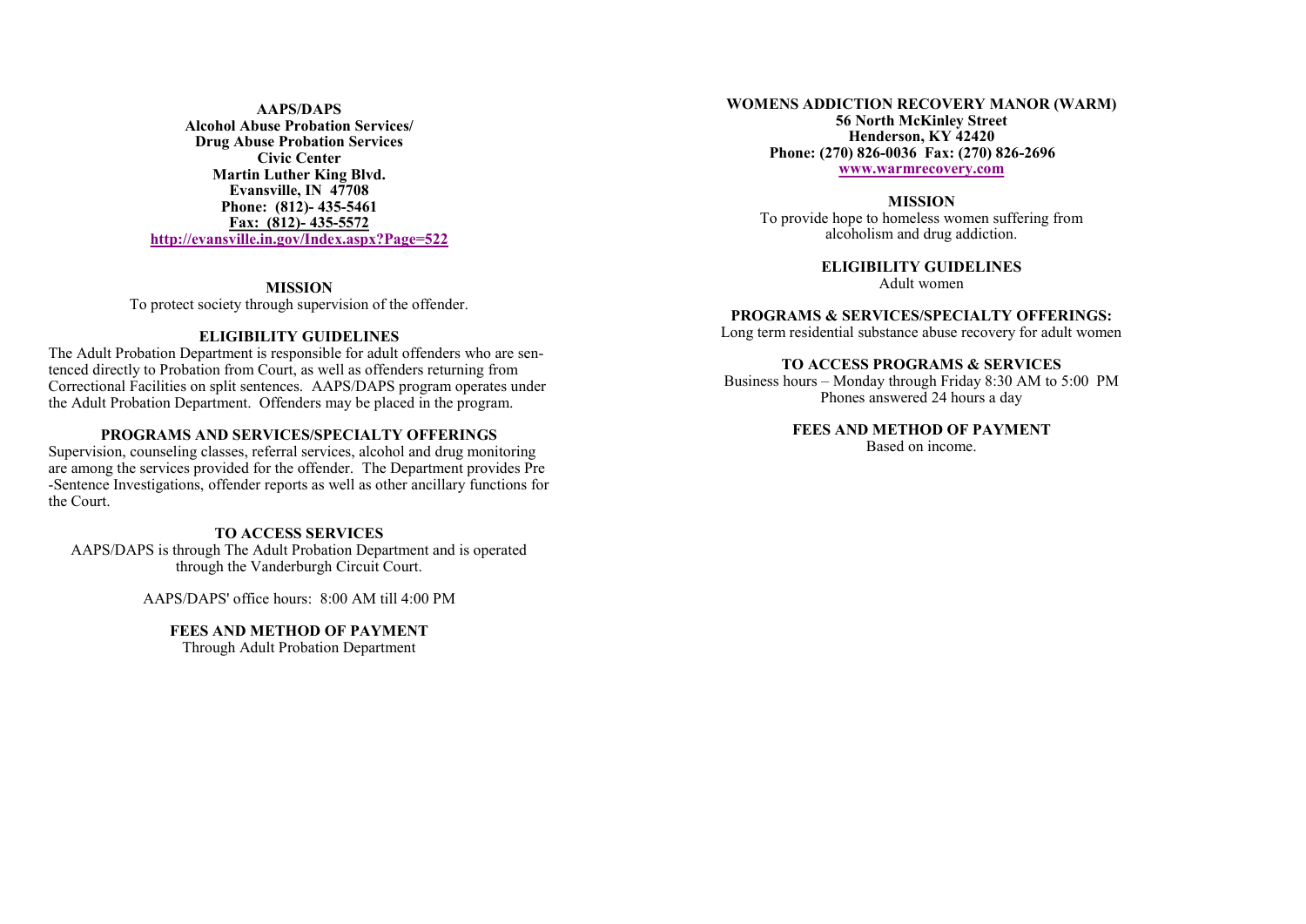**AAPS/DAPS**
**Alcohol Abuse Probation Services/**
**Drug Abuse Probation Services**
**Civic Center**
**Martin Luther King Blvd.**
**Evansville, IN 47708**
**Phone: (812)- 435-5461**
**Fax: (812)- 435-5572**
**http://evansville.in.gov/Index.aspx?Page=522**

**MISSION**

To protect society through supervision of the offender.

**ELIGIBILITY GUIDELINES**

The Adult Probation Department is responsible for adult offenders who are sentenced directly to Probation from Court, as well as offenders returning from Correctional Facilities on split sentences. AAPS/DAPS program operates under the Adult Probation Department. Offenders may be placed in the program.

**PROGRAMS AND SERVICES/SPECIALTY OFFERINGS**

Supervision, counseling classes, referral services, alcohol and drug monitoring are among the services provided for the offender. The Department provides Pre-Sentence Investigations, offender reports as well as other ancillary functions for the Court.

**TO ACCESS SERVICES**

AAPS/DAPS is through The Adult Probation Department and is operated through the Vanderburgh Circuit Court.

AAPS/DAPS' office hours: 8:00 AM till 4:00 PM

**FEES AND METHOD OF PAYMENT**

Through Adult Probation Department

**WOMENS ADDICTION RECOVERY MANOR (WARM)**
**56 North McKinley Street**
**Henderson, KY 42420**
**Phone: (270) 826-0036 Fax: (270) 826-2696**
**www.warmrecovery.com**

**MISSION**

To provide hope to homeless women suffering from alcoholism and drug addiction.

**ELIGIBILITY GUIDELINES**

Adult women

**PROGRAMS & SERVICES/SPECIALTY OFFERINGS:**

Long term residential substance abuse recovery for adult women

**TO ACCESS PROGRAMS & SERVICES**

Business hours – Monday through Friday 8:30 AM to 5:00 PM
Phones answered 24 hours a day

**FEES AND METHOD OF PAYMENT**

Based on income.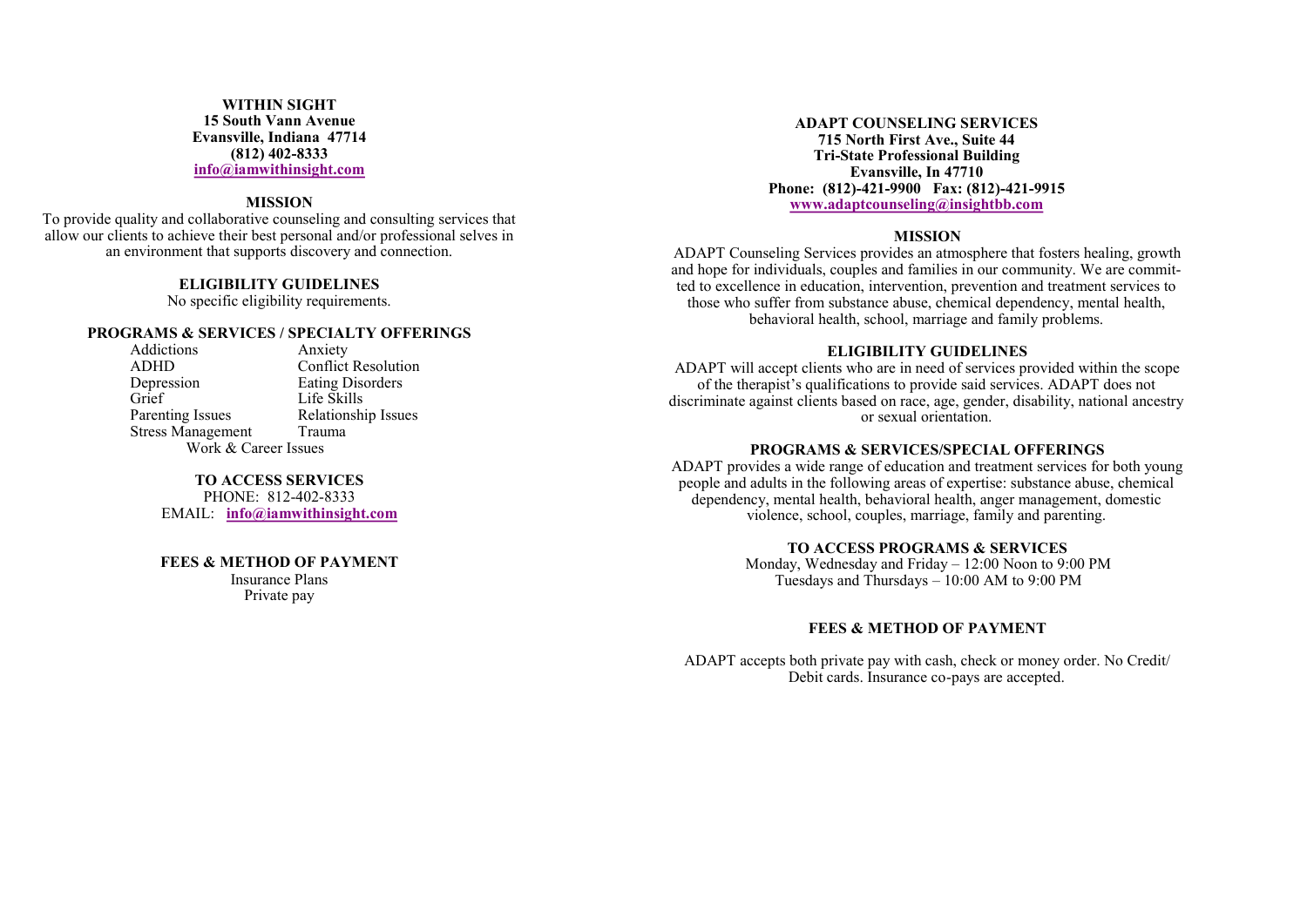## WITHIN SIGHT

**15 South Vann Avenue**
**Evansville, Indiana 47714**
**(812) 402-8333**
**info@iamwithinsight.com**

### MISSION

To provide quality and collaborative counseling and consulting services that allow our clients to achieve their best personal and/or professional selves in an environment that supports discovery and connection.

### ELIGIBILITY GUIDELINES

No specific eligibility requirements.

### PROGRAMS & SERVICES / SPECIALTY OFFERINGS

| | |
|---|---|
| Addictions | Anxiety |
| ADHD | Conflict Resolution |
| Depression | Eating Disorders |
| Grief | Life Skills |
| Parenting Issues | Relationship Issues |
| Stress Management | Trauma |
| Work & Career Issues | |

### TO ACCESS SERVICES

PHONE: 812-402-8333
EMAIL: **info@iamwithinsight.com**

### FEES & METHOD OF PAYMENT

Insurance Plans
Private pay

## ADAPT COUNSELING SERVICES

**715 North First Ave., Suite 44**
**Tri-State Professional Building**
**Evansville, In 47710**
**Phone: (812)-421-9900 Fax: (812)-421-9915**
**www.adaptcounseling@insightbb.com**

### MISSION

ADAPT Counseling Services provides an atmosphere that fosters healing, growth and hope for individuals, couples and families in our community. We are committed to excellence in education, intervention, prevention and treatment services to those who suffer from substance abuse, chemical dependency, mental health, behavioral health, school, marriage and family problems.

### ELIGIBILITY GUIDELINES

ADAPT will accept clients who are in need of services provided within the scope of the therapist's qualifications to provide said services. ADAPT does not discriminate against clients based on race, age, gender, disability, national ancestry or sexual orientation.

### PROGRAMS & SERVICES/SPECIAL OFFERINGS

ADAPT provides a wide range of education and treatment services for both young people and adults in the following areas of expertise: substance abuse, chemical dependency, mental health, behavioral health, anger management, domestic violence, school, couples, marriage, family and parenting.

### TO ACCESS PROGRAMS & SERVICES

Monday, Wednesday and Friday – 12:00 Noon to 9:00 PM
Tuesdays and Thursdays – 10:00 AM to 9:00 PM

### FEES & METHOD OF PAYMENT

ADAPT accepts both private pay with cash, check or money order. No Credit/Debit cards. Insurance co-pays are accepted.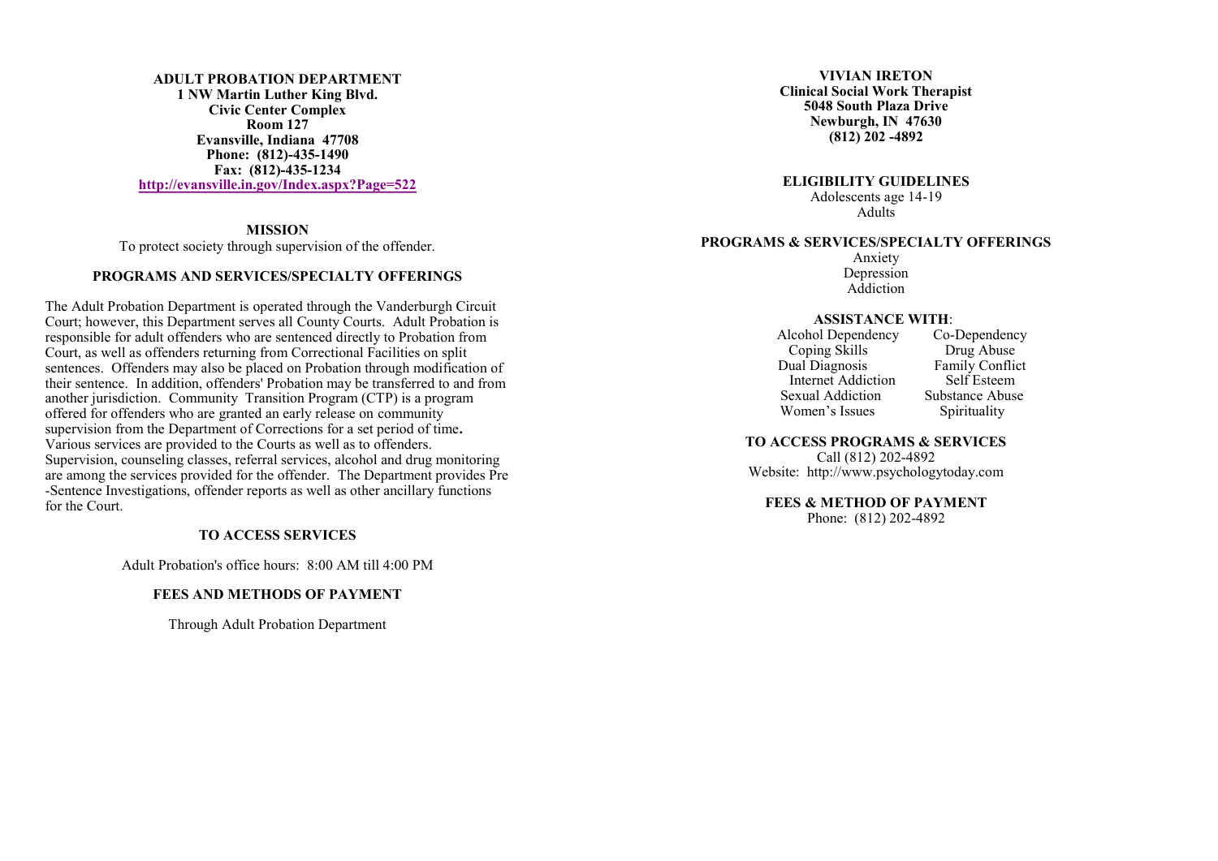## ADULT PROBATION DEPARTMENT

**1 NW Martin Luther King Blvd.**
**Civic Center Complex**
**Room 127**
**Evansville, Indiana 47708**
**Phone: (812)-435-1490**
**Fax: (812)-435-1234**
**http://evansville.in.gov/Index.aspx?Page=522**

### MISSION

To protect society through supervision of the offender.

### PROGRAMS AND SERVICES/SPECIALTY OFFERINGS

The Adult Probation Department is operated through the Vanderburgh Circuit Court; however, this Department serves all County Courts. Adult Probation is responsible for adult offenders who are sentenced directly to Probation from Court, as well as offenders returning from Correctional Facilities on split sentences. Offenders may also be placed on Probation through modification of their sentence. In addition, offenders' Probation may be transferred to and from another jurisdiction. Community Transition Program (CTP) is a program offered for offenders who are granted an early release on community supervision from the Department of Corrections for a set period of time**.** Various services are provided to the Courts as well as to offenders. Supervision, counseling classes, referral services, alcohol and drug monitoring are among the services provided for the offender. The Department provides Pre-Sentence Investigations, offender reports as well as other ancillary functions for the Court.

### TO ACCESS SERVICES

Adult Probation's office hours: 8:00 AM till 4:00 PM

### FEES AND METHODS OF PAYMENT

Through Adult Probation Department

## VIVIAN IRETON

**Clinical Social Work Therapist**
**5048 South Plaza Drive**
**Newburgh, IN 47630**
**(812) 202 -4892**

### ELIGIBILITY GUIDELINES

Adolescents age 14-19
Adults

### PROGRAMS & SERVICES/SPECIALTY OFFERINGS

Anxiety
Depression
Addiction

### ASSISTANCE WITH:

| | |
|---|---|
| Alcohol Dependency | Co-Dependency |
| Coping Skills | Drug Abuse |
| Dual Diagnosis | Family Conflict |
| Internet Addiction | Self Esteem |
| Sexual Addiction | Substance Abuse |
| Women's Issues | Spirituality |

### TO ACCESS PROGRAMS & SERVICES

Call (812) 202-4892
Website: http://www.psychologytoday.com

### FEES & METHOD OF PAYMENT

Phone: (812) 202-4892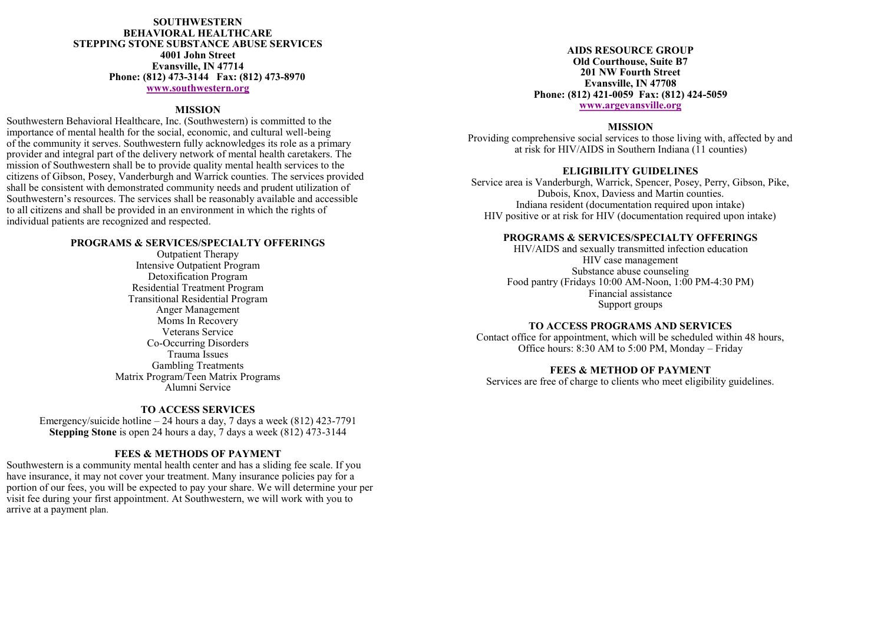**SOUTHWESTERN**
**BEHAVIORAL HEALTHCARE**
**STEPPING STONE SUBSTANCE ABUSE SERVICES**
**4001 John Street**
**Evansville, IN 47714**
**Phone: (812) 473-3144 Fax: (812) 473-8970**
**www.southwestern.org**

## MISSION

Southwestern Behavioral Healthcare, Inc. (Southwestern) is committed to the importance of mental health for the social, economic, and cultural well-being of the community it serves. Southwestern fully acknowledges its role as a primary provider and integral part of the delivery network of mental health caretakers. The mission of Southwestern shall be to provide quality mental health services to the citizens of Gibson, Posey, Vanderburgh and Warrick counties. The services provided shall be consistent with demonstrated community needs and prudent utilization of Southwestern's resources. The services shall be reasonably available and accessible to all citizens and shall be provided in an environment in which the rights of individual patients are recognized and respected.

## PROGRAMS & SERVICES/SPECIALTY OFFERINGS

Outpatient Therapy
Intensive Outpatient Program
Detoxification Program
Residential Treatment Program
Transitional Residential Program
Anger Management
Moms In Recovery
Veterans Service
Co-Occurring Disorders
Trauma Issues
Gambling Treatments
Matrix Program/Teen Matrix Programs
Alumni Service

## TO ACCESS SERVICES

Emergency/suicide hotline – 24 hours a day, 7 days a week (812) 423-7791
**Stepping Stone** is open 24 hours a day, 7 days a week (812) 473-3144

## FEES & METHODS OF PAYMENT

Southwestern is a community mental health center and has a sliding fee scale. If you have insurance, it may not cover your treatment. Many insurance policies pay for a portion of our fees, you will be expected to pay your share. We will determine your per visit fee during your first appointment. At Southwestern, we will work with you to arrive at a payment plan.

**AIDS RESOURCE GROUP**
**Old Courthouse, Suite B7**
**201 NW Fourth Street**
**Evansville, IN 47708**
**Phone: (812) 421-0059 Fax: (812) 424-5059**
**www.argevansville.org**

## MISSION

Providing comprehensive social services to those living with, affected by and at risk for HIV/AIDS in Southern Indiana (11 counties)

## ELIGIBILITY GUIDELINES

Service area is Vanderburgh, Warrick, Spencer, Posey, Perry, Gibson, Pike, Dubois, Knox, Daviess and Martin counties.
Indiana resident (documentation required upon intake)
HIV positive or at risk for HIV (documentation required upon intake)

## PROGRAMS & SERVICES/SPECIALTY OFFERINGS

HIV/AIDS and sexually transmitted infection education
HIV case management
Substance abuse counseling
Food pantry (Fridays 10:00 AM-Noon, 1:00 PM-4:30 PM)
Financial assistance
Support groups

## TO ACCESS PROGRAMS AND SERVICES

Contact office for appointment, which will be scheduled within 48 hours,
Office hours: 8:30 AM to 5:00 PM, Monday – Friday

## FEES & METHOD OF PAYMENT

Services are free of charge to clients who meet eligibility guidelines.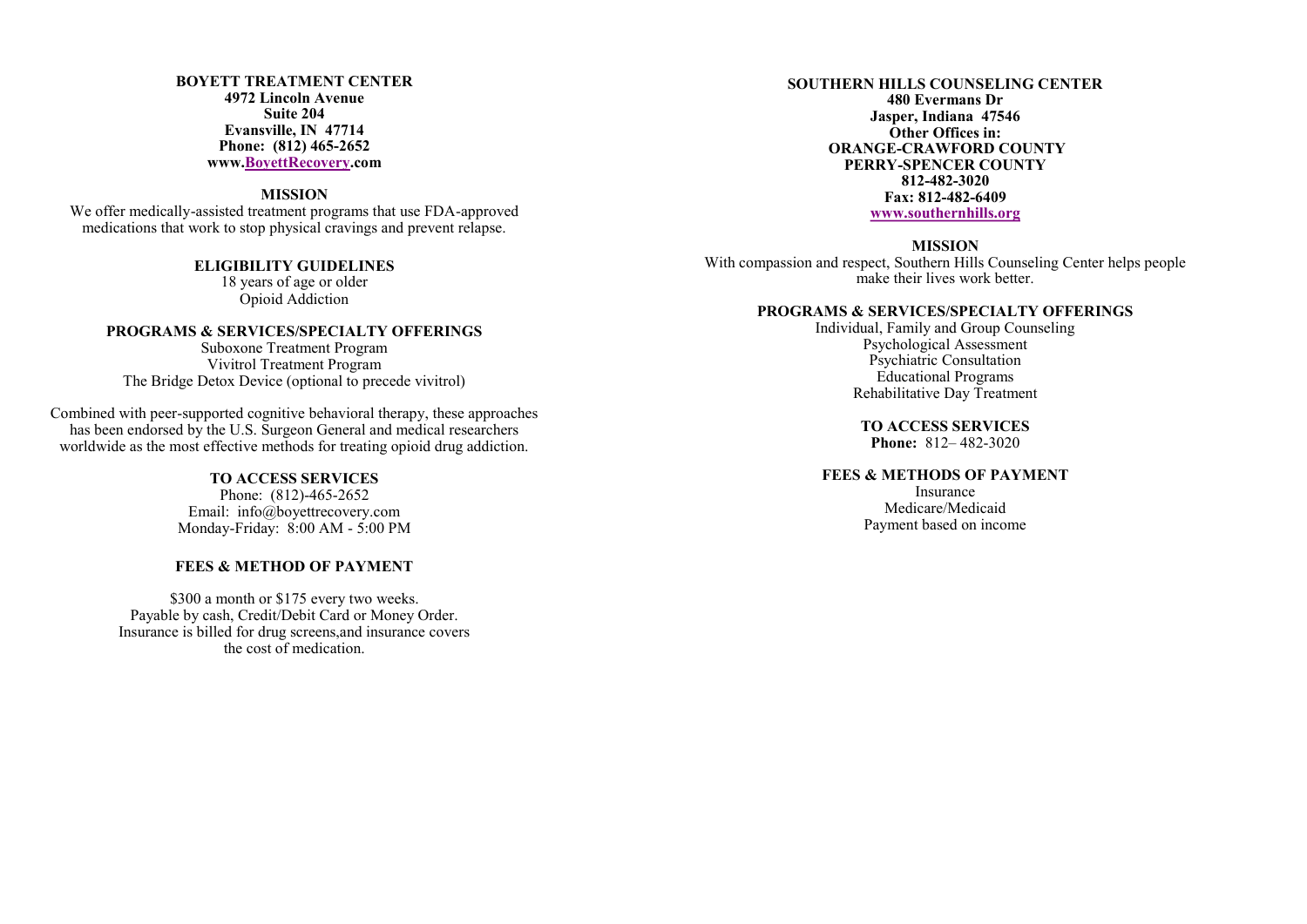## BOYETT TREATMENT CENTER

**4972 Lincoln Avenue**
**Suite 204**
**Evansville, IN 47714**
**Phone: (812) 465-2652**
**www.BoyettRecovery.com**

### MISSION

We offer medically-assisted treatment programs that use FDA-approved medications that work to stop physical cravings and prevent relapse.

### ELIGIBILITY GUIDELINES

18 years of age or older
Opioid Addiction

### PROGRAMS & SERVICES/SPECIALTY OFFERINGS

Suboxone Treatment Program
Vivitrol Treatment Program
The Bridge Detox Device (optional to precede vivitrol)

Combined with peer-supported cognitive behavioral therapy, these approaches has been endorsed by the U.S. Surgeon General and medical researchers worldwide as the most effective methods for treating opioid drug addiction.

### TO ACCESS SERVICES

Phone: (812)-465-2652
Email: info@boyettrecovery.com
Monday-Friday: 8:00 AM - 5:00 PM

### FEES & METHOD OF PAYMENT

$300 a month or $175 every two weeks.
Payable by cash, Credit/Debit Card or Money Order.
Insurance is billed for drug screens,and insurance covers the cost of medication.

## SOUTHERN HILLS COUNSELING CENTER

**480 Evermans Dr**
**Jasper, Indiana 47546**
**Other Offices in:**
**ORANGE-CRAWFORD COUNTY**
**PERRY-SPENCER COUNTY**
**812-482-3020**
**Fax: 812-482-6409**
**www.southernhills.org**

### MISSION

With compassion and respect, Southern Hills Counseling Center helps people make their lives work better.

### PROGRAMS & SERVICES/SPECIALTY OFFERINGS

Individual, Family and Group Counseling
Psychological Assessment
Psychiatric Consultation
Educational Programs
Rehabilitative Day Treatment

### TO ACCESS SERVICES

**Phone:** 812– 482-3020

### FEES & METHODS OF PAYMENT

Insurance
Medicare/Medicaid
Payment based on income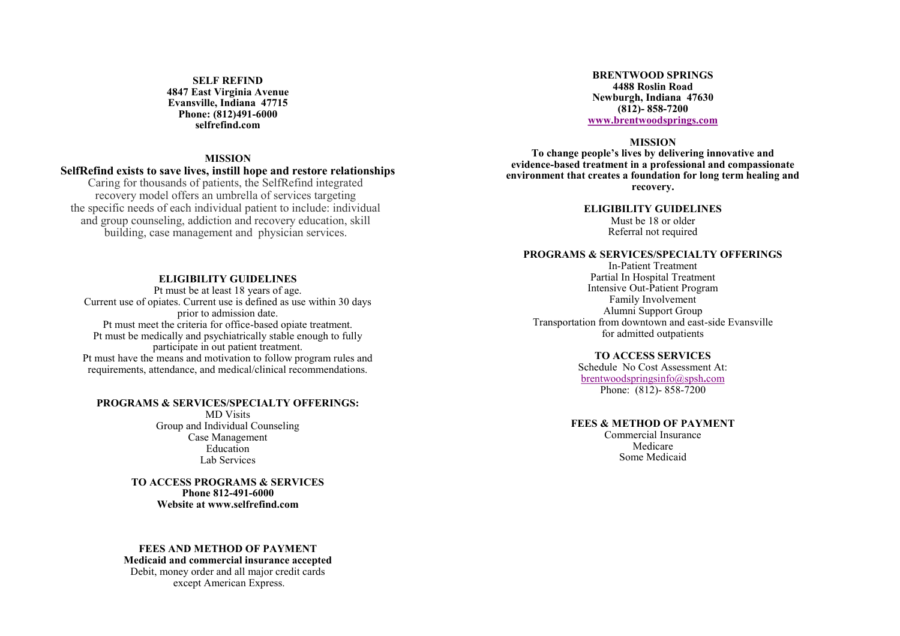**SELF REFIND**
**4847 East Virginia Avenue**
**Evansville, Indiana 47715**
**Phone: (812)491-6000**
**selfrefind.com**

**MISSION**

**SelfRefind exists to save lives, instill hope and restore relationships**

Caring for thousands of patients, the SelfRefind integrated recovery model offers an umbrella of services targeting the specific needs of each individual patient to include: individual and group counseling, addiction and recovery education, skill building, case management and physician services.

**ELIGIBILITY GUIDELINES**

Pt must be at least 18 years of age.
Current use of opiates. Current use is defined as use within 30 days prior to admission date.
Pt must meet the criteria for office-based opiate treatment.
Pt must be medically and psychiatrically stable enough to fully participate in out patient treatment.
Pt must have the means and motivation to follow program rules and requirements, attendance, and medical/clinical recommendations.

**PROGRAMS & SERVICES/SPECIALTY OFFERINGS:**

MD Visits
Group and Individual Counseling
Case Management
Education
Lab Services

**TO ACCESS PROGRAMS & SERVICES**
**Phone 812-491-6000**
**Website at www.selfrefind.com**

**FEES AND METHOD OF PAYMENT**
**Medicaid and commercial insurance accepted**
Debit, money order and all major credit cards except American Express.

**BRENTWOOD SPRINGS**
**4488 Roslin Road**
**Newburgh, Indiana 47630**
**(812)- 858-7200**
**www.brentwoodsprings.com**

**MISSION**

**To change people's lives by delivering innovative and evidence-based treatment in a professional and compassionate environment that creates a foundation for long term healing and recovery.**

**ELIGIBILITY GUIDELINES**

Must be 18 or older
Referral not required

**PROGRAMS & SERVICES/SPECIALTY OFFERINGS**

In-Patient Treatment
Partial In Hospital Treatment
Intensive Out-Patient Program
Family Involvement
Alumni Support Group
Transportation from downtown and east-side Evansville for admitted outpatients

**TO ACCESS SERVICES**

Schedule No Cost Assessment At:
brentwoodspringsinfo@spsh.com
Phone: (812)- 858-7200

**FEES & METHOD OF PAYMENT**

Commercial Insurance
Medicare
Some Medicaid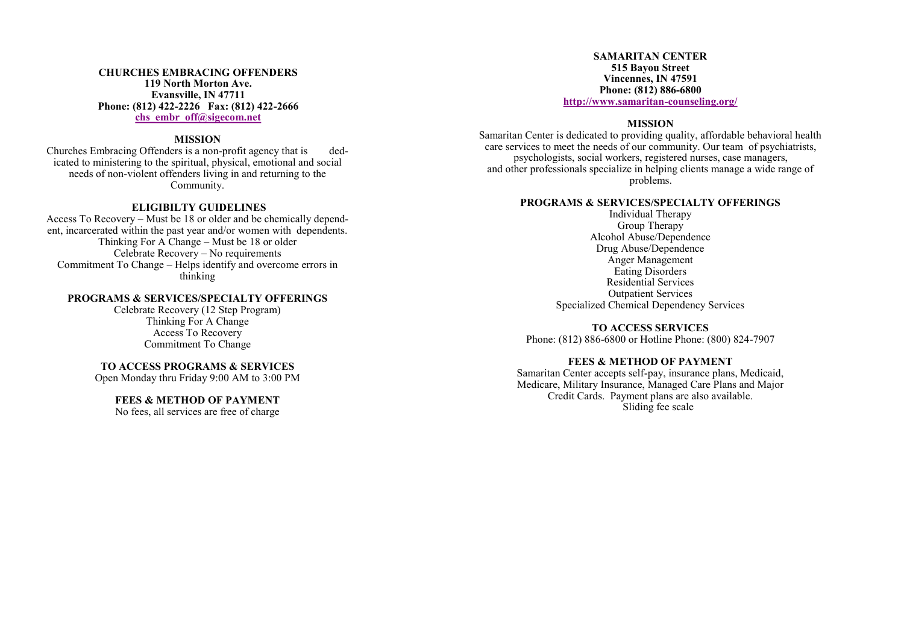## CHURCHES EMBRACING OFFENDERS

**119 North Morton Ave.**
**Evansville, IN 47711**
**Phone: (812) 422-2226 Fax: (812) 422-2666**
**chs_embr_off@sigecom.net**

### MISSION

Churches Embracing Offenders is a non-profit agency that is dedicated to ministering to the spiritual, physical, emotional and social needs of non-violent offenders living in and returning to the Community.

### ELIGIBILTY GUIDELINES

Access To Recovery – Must be 18 or older and be chemically dependent, incarcerated within the past year and/or women with dependents.
Thinking For A Change – Must be 18 or older
Celebrate Recovery – No requirements
Commitment To Change – Helps identify and overcome errors in thinking

### PROGRAMS & SERVICES/SPECIALTY OFFERINGS

Celebrate Recovery (12 Step Program)
Thinking For A Change
Access To Recovery
Commitment To Change

### TO ACCESS PROGRAMS & SERVICES

Open Monday thru Friday 9:00 AM to 3:00 PM

### FEES & METHOD OF PAYMENT

No fees, all services are free of charge

## SAMARITAN CENTER

**515 Bayou Street**
**Vincennes, IN 47591**
**Phone: (812) 886-6800**
**http://www.samaritan-counseling.org/**

### MISSION

Samaritan Center is dedicated to providing quality, affordable behavioral health care services to meet the needs of our community. Our team of psychiatrists, psychologists, social workers, registered nurses, case managers, and other professionals specialize in helping clients manage a wide range of problems.

### PROGRAMS & SERVICES/SPECIALTY OFFERINGS

Individual Therapy
Group Therapy
Alcohol Abuse/Dependence
Drug Abuse/Dependence
Anger Management
Eating Disorders
Residential Services
Outpatient Services
Specialized Chemical Dependency Services

### TO ACCESS SERVICES

Phone: (812) 886-6800 or Hotline Phone: (800) 824-7907

### FEES & METHOD OF PAYMENT

Samaritan Center accepts self-pay, insurance plans, Medicaid, Medicare, Military Insurance, Managed Care Plans and Major Credit Cards. Payment plans are also available.
Sliding fee scale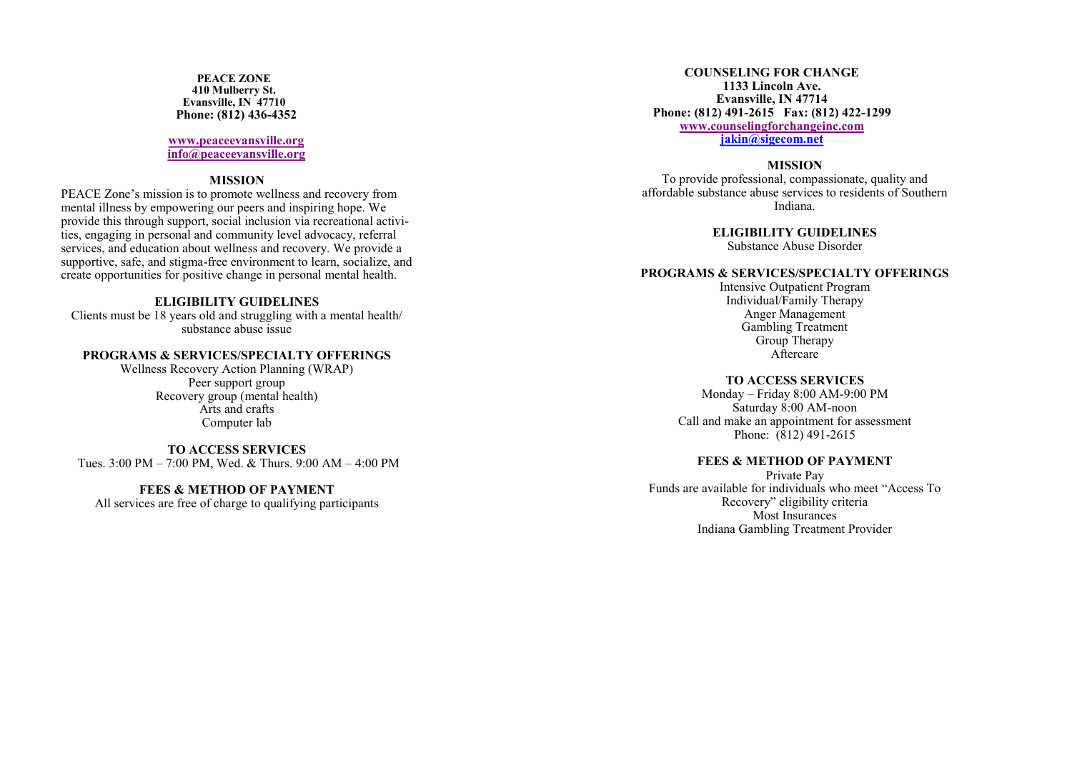## PEACE ZONE

**410 Mulberry St.**
**Evansville, IN 47710**
**Phone: (812) 436-4352**

**www.peaceevansville.org**
**info@peaceevansville.org**

### MISSION

PEACE Zone's mission is to promote wellness and recovery from mental illness by empowering our peers and inspiring hope. We provide this through support, social inclusion via recreational activities, engaging in personal and community level advocacy, referral services, and education about wellness and recovery. We provide a supportive, safe, and stigma-free environment to learn, socialize, and create opportunities for positive change in personal mental health.

### ELIGIBILITY GUIDELINES

Clients must be 18 years old and struggling with a mental health/ substance abuse issue

### PROGRAMS & SERVICES/SPECIALTY OFFERINGS

Wellness Recovery Action Planning (WRAP)
Peer support group
Recovery group (mental health)
Arts and crafts
Computer lab

### TO ACCESS SERVICES

Tues. 3:00 PM – 7:00 PM, Wed. & Thurs. 9:00 AM – 4:00 PM

### FEES & METHOD OF PAYMENT

All services are free of charge to qualifying participants

## COUNSELING FOR CHANGE

**1133 Lincoln Ave.**
**Evansville, IN 47714**
**Phone: (812) 491-2615 Fax: (812) 422-1299**
**www.counselingforchangeinc.com**
**jakin@sigecom.net**

### MISSION

To provide professional, compassionate, quality and affordable substance abuse services to residents of Southern Indiana.

### ELIGIBILITY GUIDELINES

Substance Abuse Disorder

### PROGRAMS & SERVICES/SPECIALTY OFFERINGS

Intensive Outpatient Program
Individual/Family Therapy
Anger Management
Gambling Treatment
Group Therapy
Aftercare

### TO ACCESS SERVICES

Monday – Friday 8:00 AM-9:00 PM
Saturday 8:00 AM-noon
Call and make an appointment for assessment
Phone: (812) 491-2615

### FEES & METHOD OF PAYMENT

Private Pay
Funds are available for individuals who meet "Access To Recovery" eligibility criteria
Most Insurances
Indiana Gambling Treatment Provider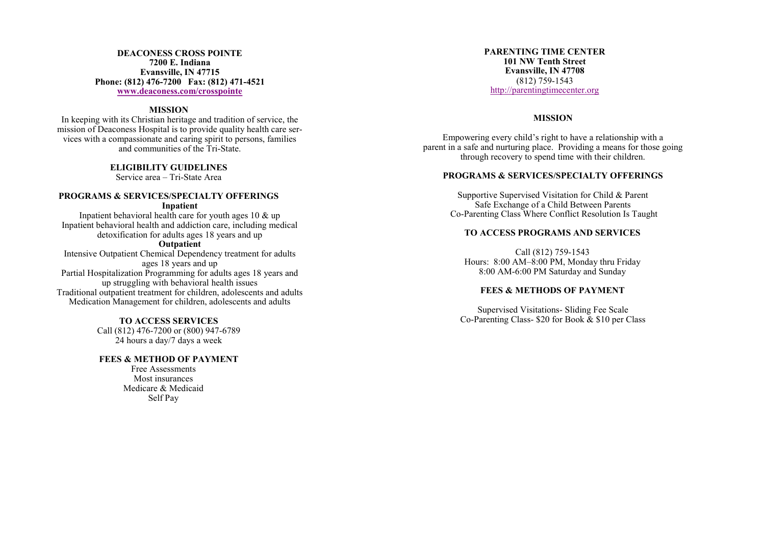## DEACONESS CROSS POINTE

**7200 E. Indiana**
**Evansville, IN 47715**
**Phone: (812) 476-7200 Fax: (812) 471-4521**
**www.deaconess.com/crosspointe**

### MISSION

In keeping with its Christian heritage and tradition of service, the mission of Deaconess Hospital is to provide quality health care services with a compassionate and caring spirit to persons, families and communities of the Tri-State.

### ELIGIBILITY GUIDELINES

Service area – Tri-State Area

### PROGRAMS & SERVICES/SPECIALTY OFFERINGS

**Inpatient**

Inpatient behavioral health care for youth ages 10 & up
Inpatient behavioral health and addiction care, including medical detoxification for adults ages 18 years and up

**Outpatient**

Intensive Outpatient Chemical Dependency treatment for adults ages 18 years and up
Partial Hospitalization Programming for adults ages 18 years and up struggling with behavioral health issues
Traditional outpatient treatment for children, adolescents and adults
Medication Management for children, adolescents and adults

### TO ACCESS SERVICES

Call (812) 476-7200 or (800) 947-6789
24 hours a day/7 days a week

### FEES & METHOD OF PAYMENT

Free Assessments
Most insurances
Medicare & Medicaid
Self Pay

## PARENTING TIME CENTER

**101 NW Tenth Street**
**Evansville, IN 47708**
(812) 759-1543
http://parentingtimecenter.org

### MISSION

Empowering every child's right to have a relationship with a parent in a safe and nurturing place. Providing a means for those going through recovery to spend time with their children.

### PROGRAMS & SERVICES/SPECIALTY OFFERINGS

Supportive Supervised Visitation for Child & Parent
Safe Exchange of a Child Between Parents
Co-Parenting Class Where Conflict Resolution Is Taught

### TO ACCESS PROGRAMS AND SERVICES

Call (812) 759-1543
Hours: 8:00 AM–8:00 PM, Monday thru Friday
8:00 AM-6:00 PM Saturday and Sunday

### FEES & METHODS OF PAYMENT

Supervised Visitations- Sliding Fee Scale
Co-Parenting Class- $20 for Book & $10 per Class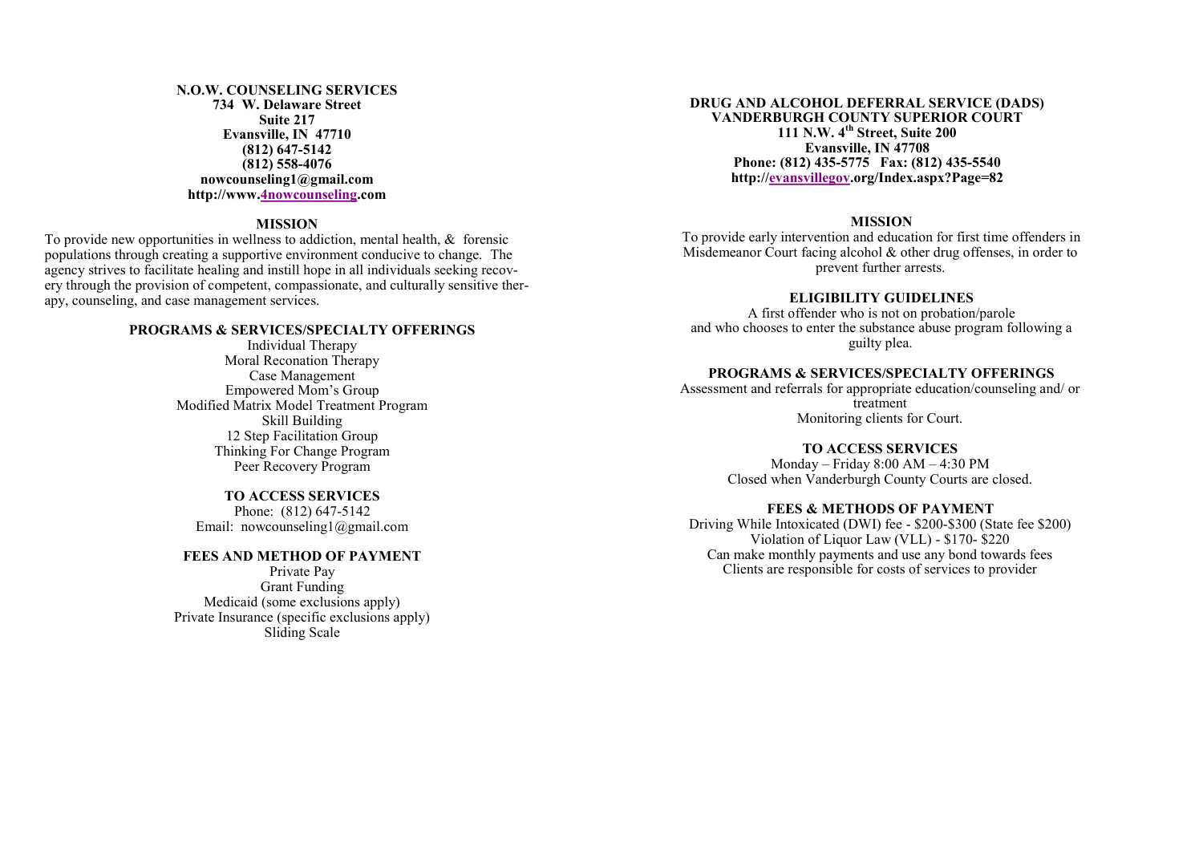## N.O.W. COUNSELING SERVICES

**734 W. Delaware Street**
**Suite 217**
**Evansville, IN 47710**
**(812) 647-5142**
**(812) 558-4076**
**nowcounseling1@gmail.com**
**http://www.4nowcounseling.com**

### MISSION

To provide new opportunities in wellness to addiction, mental health, & forensic populations through creating a supportive environment conducive to change. The agency strives to facilitate healing and instill hope in all individuals seeking recovery through the provision of competent, compassionate, and culturally sensitive therapy, counseling, and case management services.

### PROGRAMS & SERVICES/SPECIALTY OFFERINGS

Individual Therapy
Moral Reconation Therapy
Case Management
Empowered Mom's Group
Modified Matrix Model Treatment Program
Skill Building
12 Step Facilitation Group
Thinking For Change Program
Peer Recovery Program

### TO ACCESS SERVICES

Phone: (812) 647-5142
Email: nowcounseling1@gmail.com

### FEES AND METHOD OF PAYMENT

Private Pay
Grant Funding
Medicaid (some exclusions apply)
Private Insurance (specific exclusions apply)
Sliding Scale

## DRUG AND ALCOHOL DEFERRAL SERVICE (DADS)

**VANDERBURGH COUNTY SUPERIOR COURT**
**111 N.W. 4th Street, Suite 200**
**Evansville, IN 47708**
**Phone: (812) 435-5775 Fax: (812) 435-5540**
**http://evansvillegov.org/Index.aspx?Page=82**

### MISSION

To provide early intervention and education for first time offenders in Misdemeanor Court facing alcohol & other drug offenses, in order to prevent further arrests.

### ELIGIBILITY GUIDELINES

A first offender who is not on probation/parole and who chooses to enter the substance abuse program following a guilty plea.

### PROGRAMS & SERVICES/SPECIALTY OFFERINGS

Assessment and referrals for appropriate education/counseling and/ or treatment
Monitoring clients for Court.

### TO ACCESS SERVICES

Monday – Friday 8:00 AM – 4:30 PM
Closed when Vanderburgh County Courts are closed.

### FEES & METHODS OF PAYMENT

Driving While Intoxicated (DWI) fee - $200-$300 (State fee $200)
Violation of Liquor Law (VLL) - $170- $220
Can make monthly payments and use any bond towards fees
Clients are responsible for costs of services to provider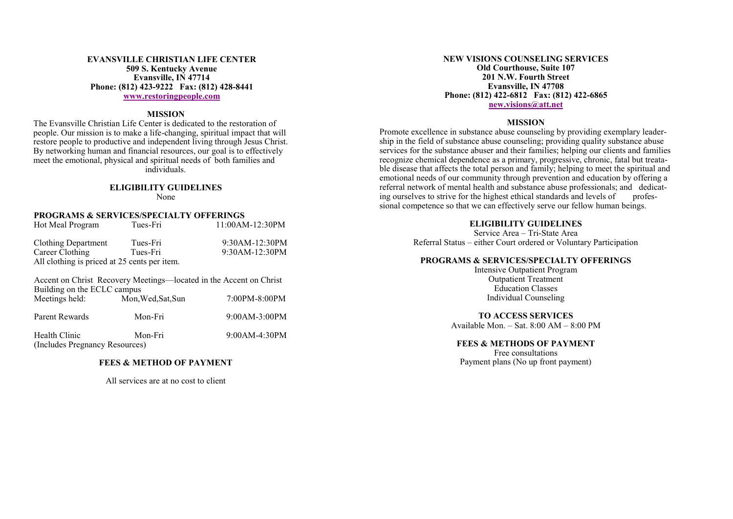## EVANSVILLE CHRISTIAN LIFE CENTER

**509 S. Kentucky Avenue**
**Evansville, IN 47714**
**Phone: (812) 423-9222 Fax: (812) 428-8441**
**www.restoringpeople.com**

### MISSION

The Evansville Christian Life Center is dedicated to the restoration of people. Our mission is to make a life-changing, spiritual impact that will restore people to productive and independent living through Jesus Christ. By networking human and financial resources, our goal is to effectively meet the emotional, physical and spiritual needs of both families and individuals.

### ELIGIBILITY GUIDELINES

None

### PROGRAMS & SERVICES/SPECIALTY OFFERINGS

| | | |
|---|---|---|
| Hot Meal Program | Tues-Fri | 11:00AM-12:30PM |
| Clothing Department | Tues-Fri | 9:30AM-12:30PM |
| Career Clothing | Tues-Fri | 9:30AM-12:30PM |

All clothing is priced at 25 cents per item.

Accent on Christ Recovery Meetings—located in the Accent on Christ Building on the ECLC campus

| | | |
|---|---|---|
| Meetings held: | Mon,Wed,Sat,Sun | 7:00PM-8:00PM |
| Parent Rewards | Mon-Fri | 9:00AM-3:00PM |
| Health Clinic (Includes Pregnancy Resources) | Mon-Fri | 9:00AM-4:30PM |

### FEES & METHOD OF PAYMENT

All services are at no cost to client

## NEW VISIONS COUNSELING SERVICES

**Old Courthouse, Suite 107**
**201 N.W. Fourth Street**
**Evansville, IN 47708**
**Phone: (812) 422-6812 Fax: (812) 422-6865**
**new.visions@att.net**

### MISSION

Promote excellence in substance abuse counseling by providing exemplary leadership in the field of substance abuse counseling; providing quality substance abuse services for the substance abuser and their families; helping our clients and families recognize chemical dependence as a primary, progressive, chronic, fatal but treatable disease that affects the total person and family; helping to meet the spiritual and emotional needs of our community through prevention and education by offering a referral network of mental health and substance abuse professionals; and dedicating ourselves to strive for the highest ethical standards and levels of professional competence so that we can effectively serve our fellow human beings.

### ELIGIBILITY GUIDELINES

Service Area – Tri-State Area
Referral Status – either Court ordered or Voluntary Participation

### PROGRAMS & SERVICES/SPECIALTY OFFERINGS

Intensive Outpatient Program
Outpatient Treatment
Education Classes
Individual Counseling

### TO ACCESS SERVICES

Available Mon. – Sat. 8:00 AM – 8:00 PM

### FEES & METHODS OF PAYMENT

Free consultations
Payment plans (No up front payment)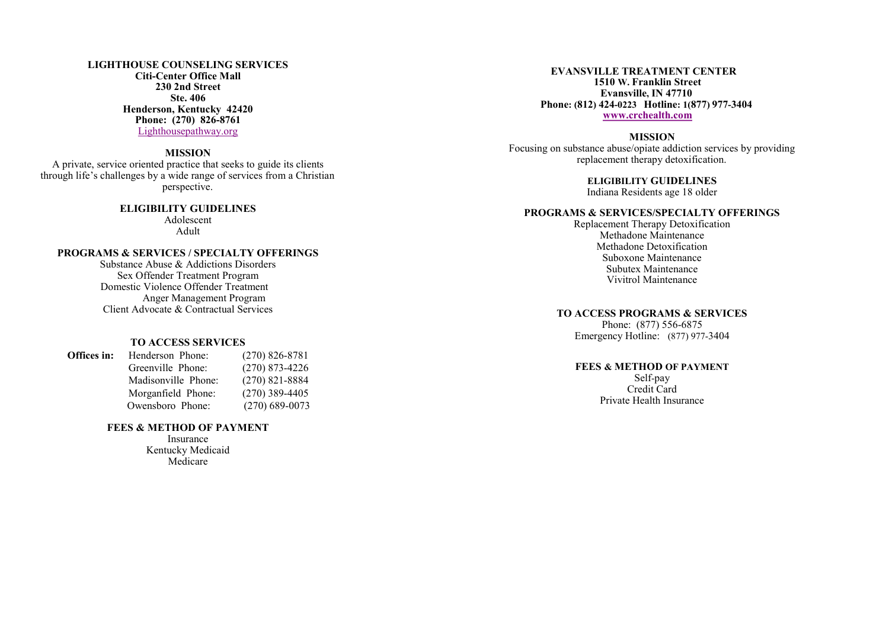**LIGHTHOUSE COUNSELING SERVICES**
**Citi-Center Office Mall**
**230 2nd Street**
**Ste. 406**
**Henderson, Kentucky 42420**
**Phone: (270) 826-8761**
Lighthousepathway.org

**MISSION**

A private, service oriented practice that seeks to guide its clients through life's challenges by a wide range of services from a Christian perspective.

**ELIGIBILITY GUIDELINES**

Adolescent
Adult

**PROGRAMS & SERVICES / SPECIALTY OFFERINGS**

Substance Abuse & Addictions Disorders
Sex Offender Treatment Program
Domestic Violence Offender Treatment
Anger Management Program
Client Advocate & Contractual Services

**TO ACCESS SERVICES**

| **Offices in:** | Henderson Phone: | (270) 826-8781 |
|---|---|---|
| | Greenville Phone: | (270) 873-4226 |
| | Madisonville Phone: | (270) 821-8884 |
| | Morganfield Phone: | (270) 389-4405 |
| | Owensboro Phone: | (270) 689-0073 |

**FEES & METHOD OF PAYMENT**

Insurance
Kentucky Medicaid
Medicare

**EVANSVILLE TREATMENT CENTER**
**1510 W. Franklin Street**
**Evansville, IN 47710**
**Phone: (812) 424-0223 Hotline: 1(877) 977-3404**
**www.crchealth.com**

**MISSION**

Focusing on substance abuse/opiate addiction services by providing replacement therapy detoxification.

**ELIGIBILITY GUIDELINES**

Indiana Residents age 18 older

**PROGRAMS & SERVICES/SPECIALTY OFFERINGS**

Replacement Therapy Detoxification
Methadone Maintenance
Methadone Detoxification
Suboxone Maintenance
Subutex Maintenance
Vivitrol Maintenance

**TO ACCESS PROGRAMS & SERVICES**

Phone: (877) 556-6875
Emergency Hotline: (877) 977-3404

**FEES & METHOD OF PAYMENT**

Self-pay
Credit Card
Private Health Insurance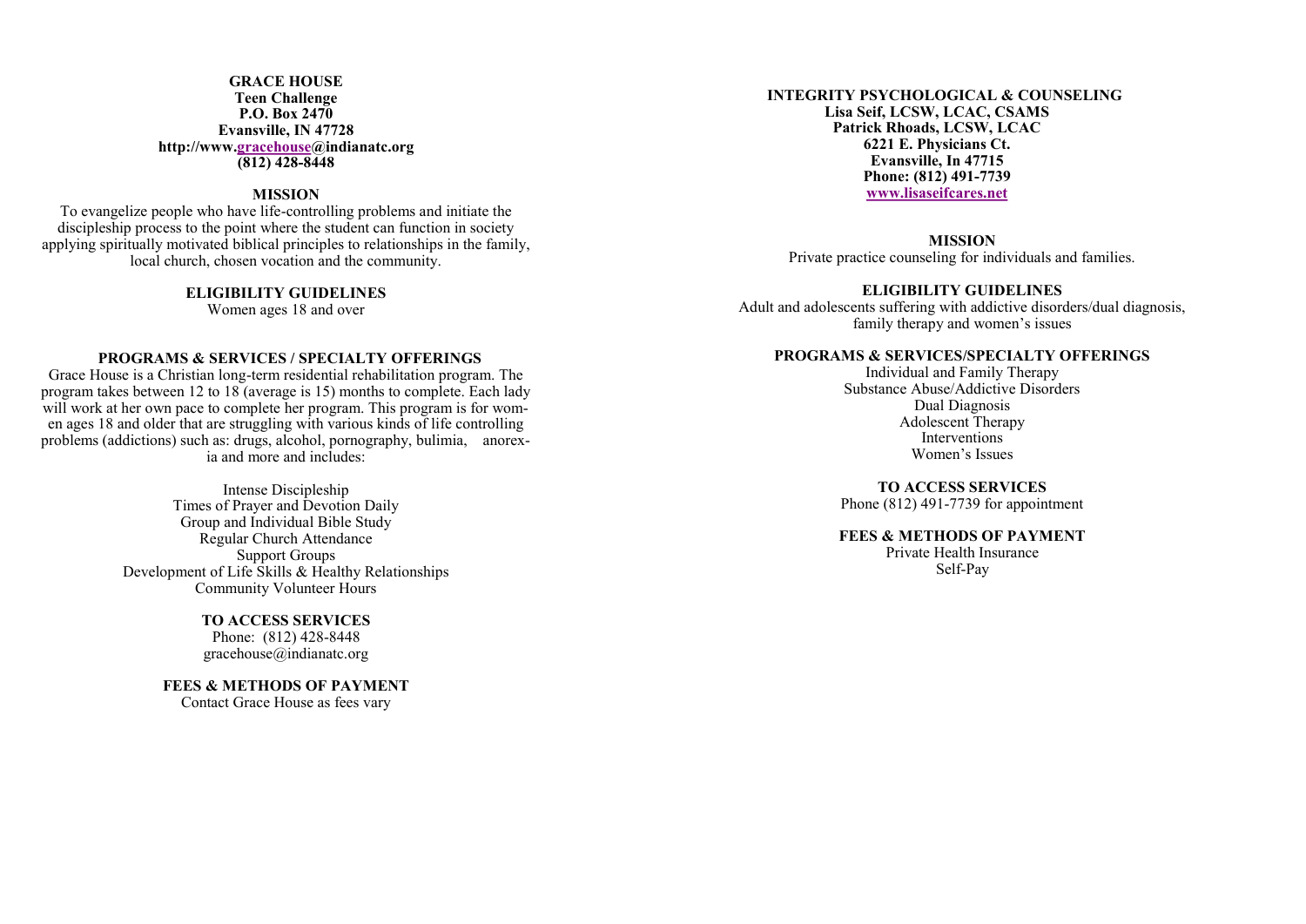**GRACE HOUSE**
**Teen Challenge**
**P.O. Box 2470**
**Evansville, IN 47728**
**http://www.gracehouse@indianatc.org**
**(812) 428-8448**

**MISSION**

To evangelize people who have life-controlling problems and initiate the discipleship process to the point where the student can function in society applying spiritually motivated biblical principles to relationships in the family, local church, chosen vocation and the community.

**ELIGIBILITY GUIDELINES**

Women ages 18 and over

**PROGRAMS & SERVICES / SPECIALTY OFFERINGS**

Grace House is a Christian long-term residential rehabilitation program. The program takes between 12 to 18 (average is 15) months to complete. Each lady will work at her own pace to complete her program. This program is for women ages 18 and older that are struggling with various kinds of life controlling problems (addictions) such as: drugs, alcohol, pornography, bulimia, anorexia and more and includes:

Intense Discipleship
Times of Prayer and Devotion Daily
Group and Individual Bible Study
Regular Church Attendance
Support Groups
Development of Life Skills & Healthy Relationships
Community Volunteer Hours

**TO ACCESS SERVICES**

Phone: (812) 428-8448
gracehouse@indianatc.org

**FEES & METHODS OF PAYMENT**

Contact Grace House as fees vary

**INTEGRITY PSYCHOLOGICAL & COUNSELING**
**Lisa Seif, LCSW, LCAC, CSAMS**
**Patrick Rhoads, LCSW, LCAC**
**6221 E. Physicians Ct.**
**Evansville, In 47715**
**Phone: (812) 491-7739**
**www.lisaseifcares.net**

**MISSION**

Private practice counseling for individuals and families.

**ELIGIBILITY GUIDELINES**

Adult and adolescents suffering with addictive disorders/dual diagnosis, family therapy and women's issues

**PROGRAMS & SERVICES/SPECIALTY OFFERINGS**

Individual and Family Therapy
Substance Abuse/Addictive Disorders
Dual Diagnosis
Adolescent Therapy
Interventions
Women's Issues

**TO ACCESS SERVICES**

Phone (812) 491-7739 for appointment

**FEES & METHODS OF PAYMENT**

Private Health Insurance
Self-Pay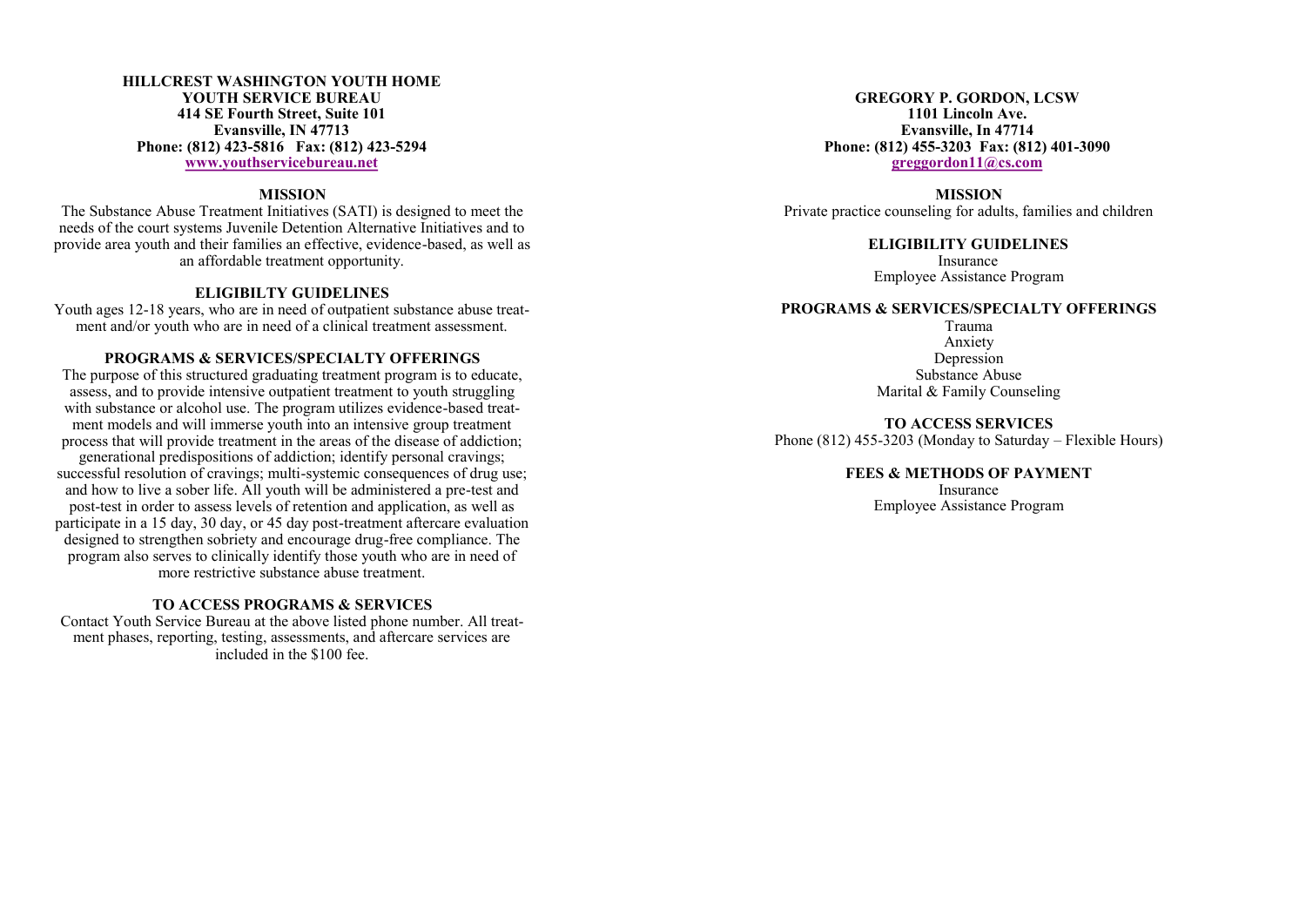**HILLCREST WASHINGTON YOUTH HOME**
**YOUTH SERVICE BUREAU**
**414 SE Fourth Street, Suite 101**
**Evansville, IN 47713**
**Phone: (812) 423-5816 Fax: (812) 423-5294**
**www.youthservicebureau.net**

### MISSION

The Substance Abuse Treatment Initiatives (SATI) is designed to meet the needs of the court systems Juvenile Detention Alternative Initiatives and to provide area youth and their families an effective, evidence-based, as well as an affordable treatment opportunity.

### ELIGIBILTY GUIDELINES

Youth ages 12-18 years, who are in need of outpatient substance abuse treatment and/or youth who are in need of a clinical treatment assessment.

### PROGRAMS & SERVICES/SPECIALTY OFFERINGS

The purpose of this structured graduating treatment program is to educate, assess, and to provide intensive outpatient treatment to youth struggling with substance or alcohol use. The program utilizes evidence-based treatment models and will immerse youth into an intensive group treatment process that will provide treatment in the areas of the disease of addiction; generational predispositions of addiction; identify personal cravings; successful resolution of cravings; multi-systemic consequences of drug use; and how to live a sober life. All youth will be administered a pre-test and post-test in order to assess levels of retention and application, as well as participate in a 15 day, 30 day, or 45 day post-treatment aftercare evaluation designed to strengthen sobriety and encourage drug-free compliance. The program also serves to clinically identify those youth who are in need of more restrictive substance abuse treatment.

### TO ACCESS PROGRAMS & SERVICES

Contact Youth Service Bureau at the above listed phone number. All treatment phases, reporting, testing, assessments, and aftercare services are included in the $100 fee.

**GREGORY P. GORDON, LCSW**
**1101 Lincoln Ave.**
**Evansville, In 47714**
**Phone: (812) 455-3203 Fax: (812) 401-3090**
**greggordon11@cs.com**

### MISSION

Private practice counseling for adults, families and children

### ELIGIBILITY GUIDELINES

Insurance
Employee Assistance Program

### PROGRAMS & SERVICES/SPECIALTY OFFERINGS

Trauma
Anxiety
Depression
Substance Abuse
Marital & Family Counseling

### TO ACCESS SERVICES

Phone (812) 455-3203 (Monday to Saturday – Flexible Hours)

### FEES & METHODS OF PAYMENT

Insurance
Employee Assistance Program